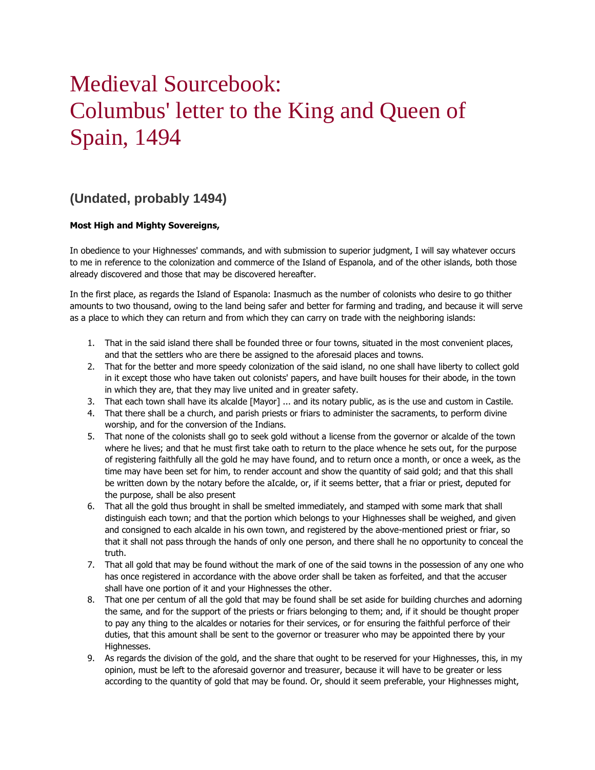# Medieval Sourcebook: Columbus' letter to the King and Queen of Spain, 1494

## (Undated, probably 1494)

**Most High and Mighty Sovereigns,**

In obedience to your Highnesses' commands, and with submission to superior judgment, I will say whatever occurs to me in reference to the colonization and commerce of the Island of Espanola, and of the other islands, both those already discovered and those that may be discovered hereafter.

In the first place, as regards the Island of Espanola: Inasmuch as the number of colonists who desire to go thither amounts to two thousand, owing to the land being safer and better for farming and trading, and because it will serve as a place to which they can return and from which they can carry on trade with the neighboring islands:

1. That in the said island there shall be founded three or four towns, situated in the most convenient places, and that the settlers who are there be assigned to the aforesaid places and towns.
2. That for the better and more speedy colonization of the said island, no one shall have liberty to collect gold in it except those who have taken out colonists' papers, and have built houses for their abode, in the town in which they are, that they may live united and in greater safety.
3. That each town shall have its alcalde [Mayor] ... and its notary public, as is the use and custom in Castile.
4. That there shall be a church, and parish priests or friars to administer the sacraments, to perform divine worship, and for the conversion of the Indians.
5. That none of the colonists shall go to seek gold without a license from the governor or alcalde of the town where he lives; and that he must first take oath to return to the place whence he sets out, for the purpose of registering faithfully all the gold he may have found, and to return once a month, or once a week, as the time may have been set for him, to render account and show the quantity of said gold; and that this shall be written down by the notary before the aIcalde, or, if it seems better, that a friar or priest, deputed for the purpose, shall be also present
6. That all the gold thus brought in shall be smelted immediately, and stamped with some mark that shall distinguish each town; and that the portion which belongs to your Highnesses shall be weighed, and given and consigned to each alcalde in his own town, and registered by the above-mentioned priest or friar, so that it shall not pass through the hands of only one person, and there shall he no opportunity to conceal the truth.
7. That all gold that may be found without the mark of one of the said towns in the possession of any one who has once registered in accordance with the above order shall be taken as forfeited, and that the accuser shall have one portion of it and your Highnesses the other.
8. That one per centum of all the gold that may be found shall be set aside for building churches and adorning the same, and for the support of the priests or friars belonging to them; and, if it should be thought proper to pay any thing to the alcaldes or notaries for their services, or for ensuring the faithful perforce of their duties, that this amount shall be sent to the governor or treasurer who may be appointed there by your Highnesses.
9. As regards the division of the gold, and the share that ought to be reserved for your Highnesses, this, in my opinion, must be left to the aforesaid governor and treasurer, because it will have to be greater or less according to the quantity of gold that may be found. Or, should it seem preferable, your Highnesses might,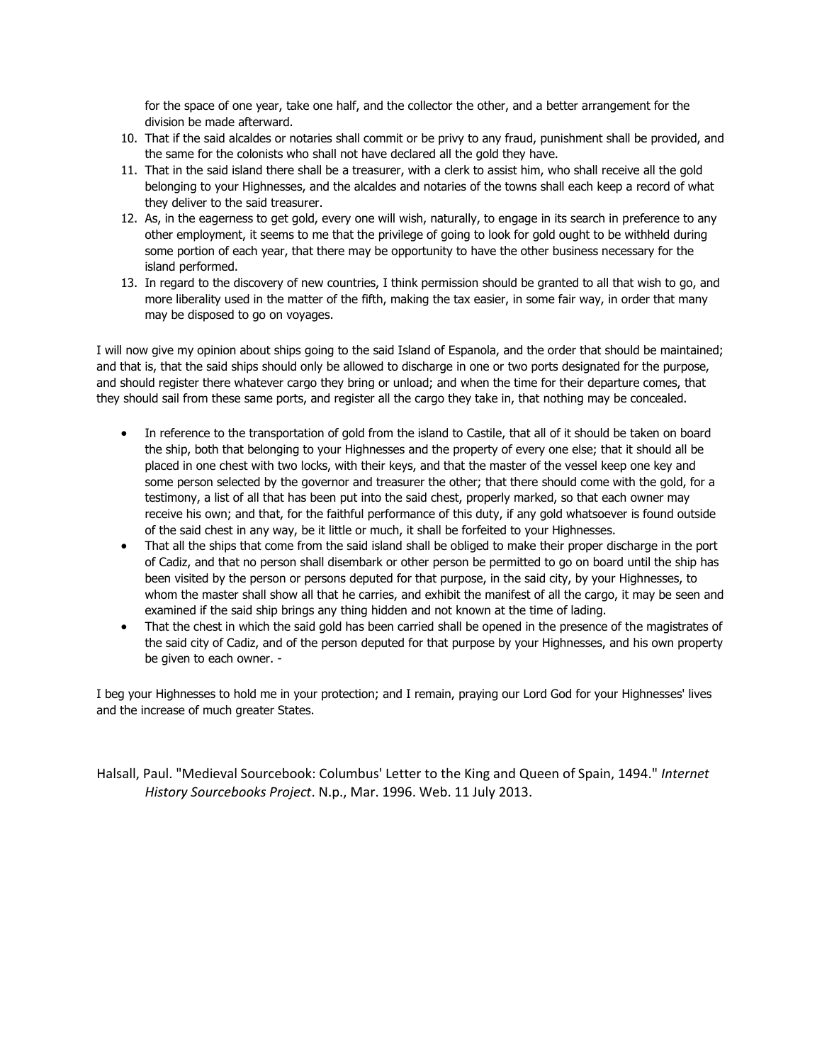for the space of one year, take one half, and the collector the other, and a better arrangement for the division be made afterward.

10. That if the said alcaldes or notaries shall commit or be privy to any fraud, punishment shall be provided, and the same for the colonists who shall not have declared all the gold they have.
11. That in the said island there shall be a treasurer, with a clerk to assist him, who shall receive all the gold belonging to your Highnesses, and the alcaldes and notaries of the towns shall each keep a record of what they deliver to the said treasurer.
12. As, in the eagerness to get gold, every one will wish, naturally, to engage in its search in preference to any other employment, it seems to me that the privilege of going to look for gold ought to be withheld during some portion of each year, that there may be opportunity to have the other business necessary for the island performed.
13. In regard to the discovery of new countries, I think permission should be granted to all that wish to go, and more liberality used in the matter of the fifth, making the tax easier, in some fair way, in order that many may be disposed to go on voyages.

I will now give my opinion about ships going to the said Island of Espanola, and the order that should be maintained; and that is, that the said ships should only be allowed to discharge in one or two ports designated for the purpose, and should register there whatever cargo they bring or unload; and when the time for their departure comes, that they should sail from these same ports, and register all the cargo they take in, that nothing may be concealed.

- In reference to the transportation of gold from the island to Castile, that all of it should be taken on board the ship, both that belonging to your Highnesses and the property of every one else; that it should all be placed in one chest with two locks, with their keys, and that the master of the vessel keep one key and some person selected by the governor and treasurer the other; that there should come with the gold, for a testimony, a list of all that has been put into the said chest, properly marked, so that each owner may receive his own; and that, for the faithful performance of this duty, if any gold whatsoever is found outside of the said chest in any way, be it little or much, it shall be forfeited to your Highnesses.
- That all the ships that come from the said island shall be obliged to make their proper discharge in the port of Cadiz, and that no person shall disembark or other person be permitted to go on board until the ship has been visited by the person or persons deputed for that purpose, in the said city, by your Highnesses, to whom the master shall show all that he carries, and exhibit the manifest of all the cargo, it may be seen and examined if the said ship brings any thing hidden and not known at the time of lading.
- That the chest in which the said gold has been carried shall be opened in the presence of the magistrates of the said city of Cadiz, and of the person deputed for that purpose by your Highnesses, and his own property be given to each owner. -

I beg your Highnesses to hold me in your protection; and I remain, praying our Lord God for your Highnesses' lives and the increase of much greater States.

Halsall, Paul. "Medieval Sourcebook: Columbus' Letter to the King and Queen of Spain, 1494." *Internet History Sourcebooks Project*. N.p., Mar. 1996. Web. 11 July 2013.